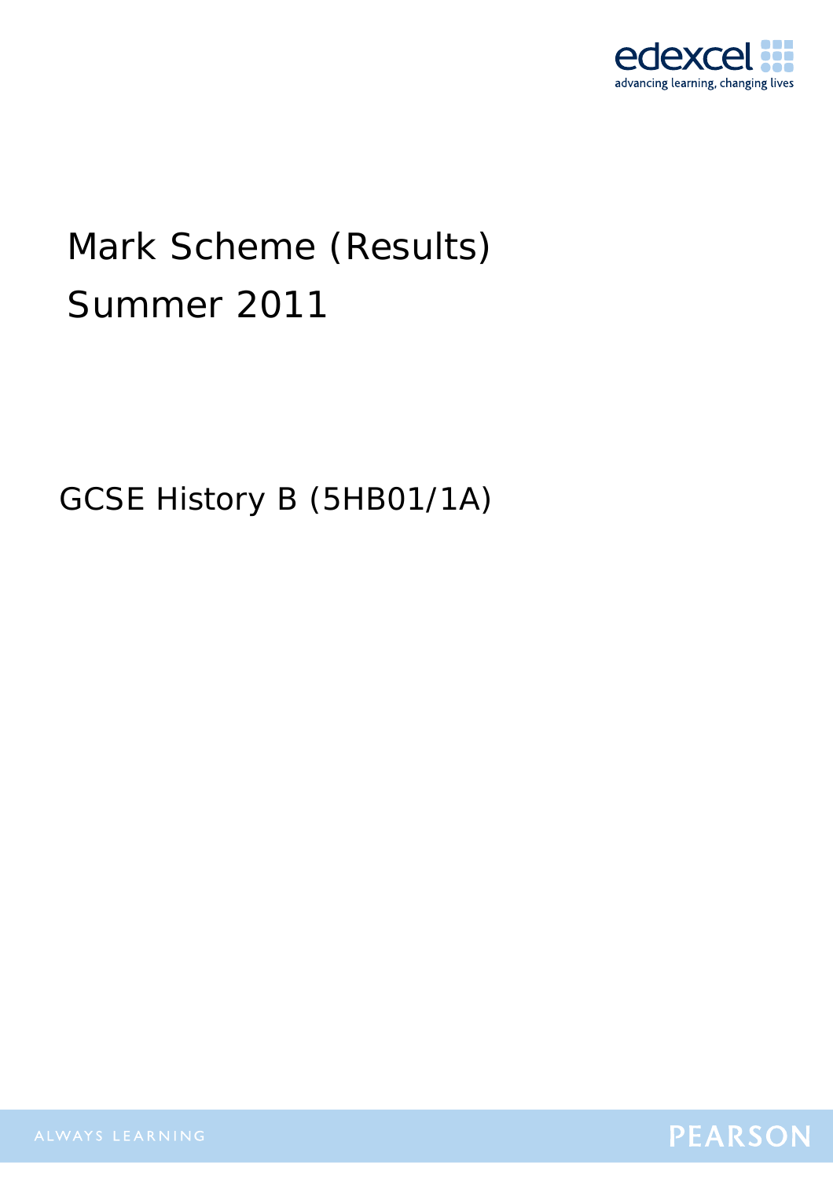edexcel
advancing learning, changing lives

# Mark Scheme (Results)

# Summer 2011

## GCSE History B (5HB01/1A)

ALWAYS LEARNING

PEARSON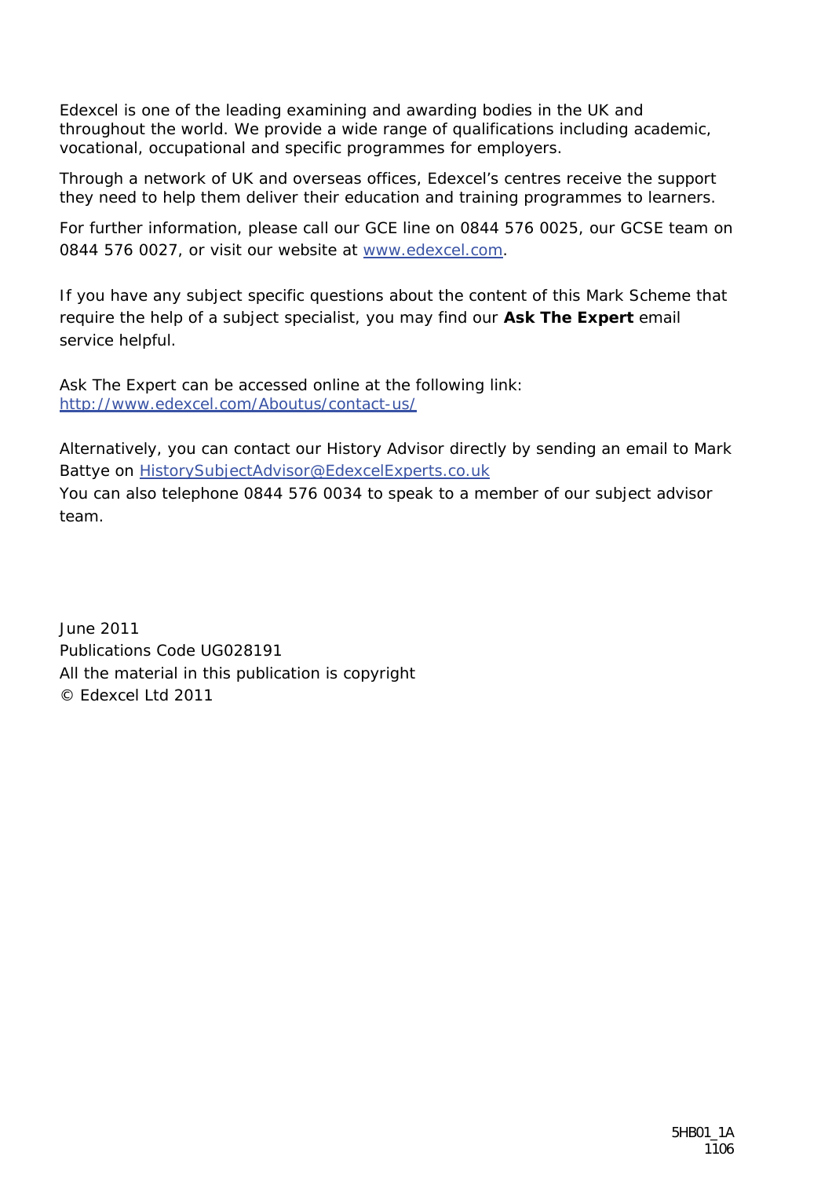Edexcel is one of the leading examining and awarding bodies in the UK and throughout the world. We provide a wide range of qualifications including academic, vocational, occupational and specific programmes for employers.

Through a network of UK and overseas offices, Edexcel's centres receive the support they need to help them deliver their education and training programmes to learners.

For further information, please call our GCE line on 0844 576 0025, our GCSE team on 0844 576 0027, or visit our website at www.edexcel.com.

If you have any subject specific questions about the content of this Mark Scheme that require the help of a subject specialist, you may find our **Ask The Expert** email service helpful.

Ask The Expert can be accessed online at the following link:
http://www.edexcel.com/Aboutus/contact-us/

Alternatively, you can contact our History Advisor directly by sending an email to Mark Battye on HistorySubjectAdvisor@EdexcelExperts.co.uk
You can also telephone 0844 576 0034 to speak to a member of our subject advisor team.

June 2011
Publications Code UG028191
All the material in this publication is copyright
© Edexcel Ltd 2011

5HB01_1A
1106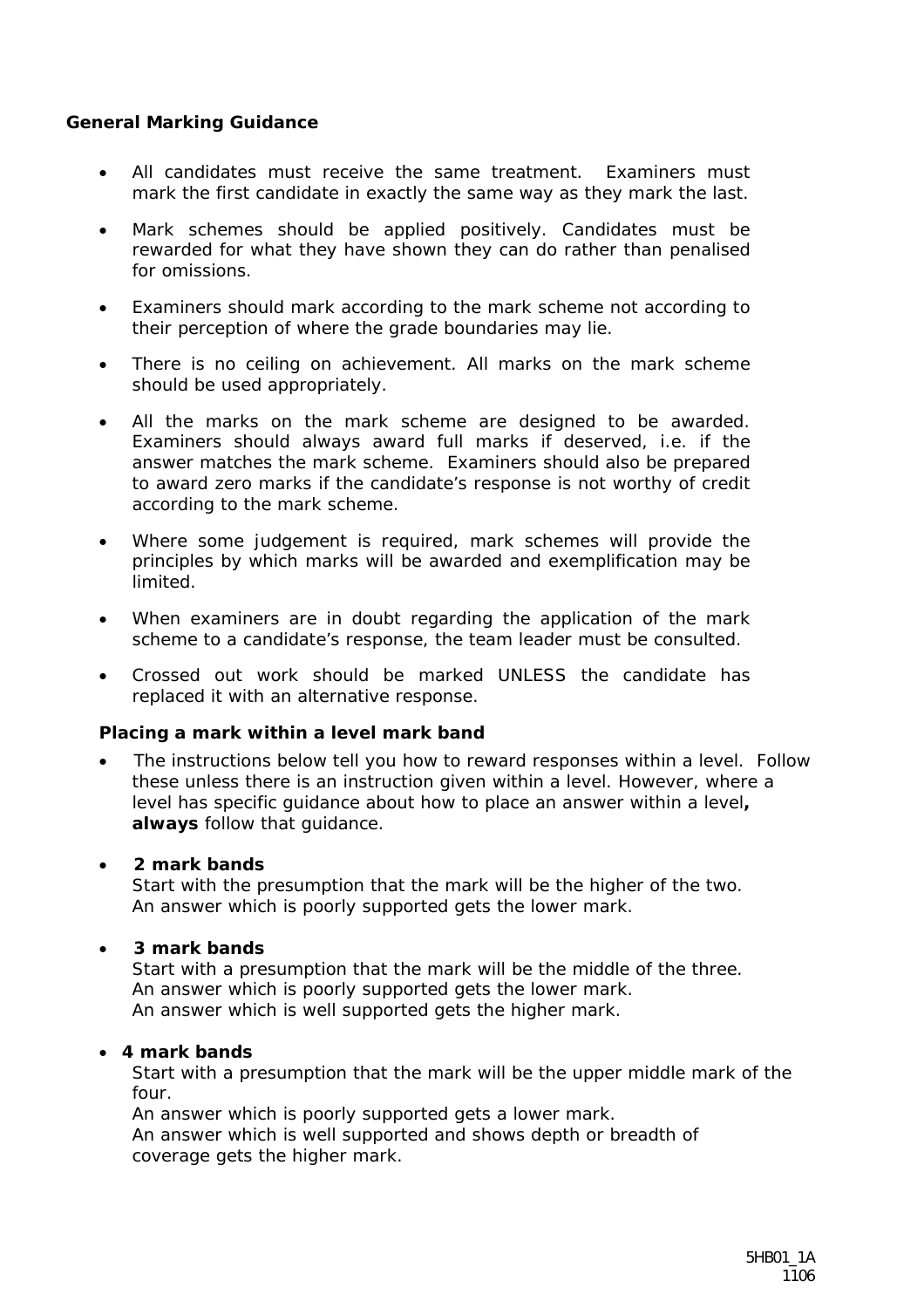**General Marking Guidance**

- All candidates must receive the same treatment. Examiners must mark the first candidate in exactly the same way as they mark the last.
- Mark schemes should be applied positively. Candidates must be rewarded for what they have shown they can do rather than penalised for omissions.
- Examiners should mark according to the mark scheme not according to their perception of where the grade boundaries may lie.
- There is no ceiling on achievement. All marks on the mark scheme should be used appropriately.
- All the marks on the mark scheme are designed to be awarded. Examiners should always award full marks if deserved, i.e. if the answer matches the mark scheme. Examiners should also be prepared to award zero marks if the candidate's response is not worthy of credit according to the mark scheme.
- Where some judgement is required, mark schemes will provide the principles by which marks will be awarded and exemplification may be limited.
- When examiners are in doubt regarding the application of the mark scheme to a candidate's response, the team leader must be consulted.
- Crossed out work should be marked UNLESS the candidate has replaced it with an alternative response.

**Placing a mark within a level mark band**

- The instructions below tell you how to reward responses within a level. Follow these unless there is an instruction given within a level. However, where a level has specific guidance about how to place an answer within a level**, always** follow that guidance.

- **2 mark bands**
  Start with the presumption that the mark will be the higher of the two.
  An answer which is poorly supported gets the lower mark.

- **3 mark bands**
  Start with a presumption that the mark will be the middle of the three.
  An answer which is poorly supported gets the lower mark.
  An answer which is well supported gets the higher mark.

- **4 mark bands**
  Start with a presumption that the mark will be the upper middle mark of the four.
  An answer which is poorly supported gets a lower mark.
  An answer which is well supported and shows depth or breadth of coverage gets the higher mark.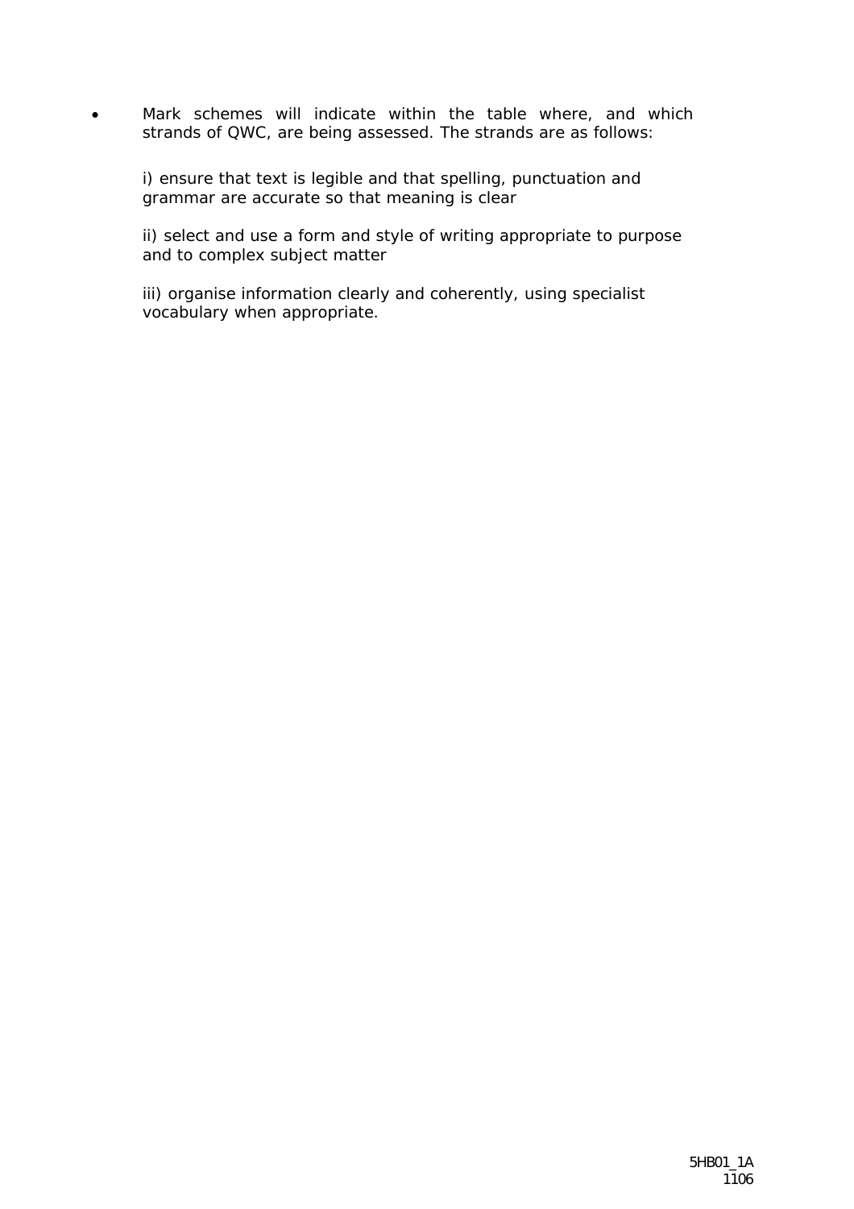- Mark schemes will indicate within the table where, and which strands of QWC, are being assessed. The strands are as follows:

  i) ensure that text is legible and that spelling, punctuation and grammar are accurate so that meaning is clear

  ii) select and use a form and style of writing appropriate to purpose and to complex subject matter

  iii) organise information clearly and coherently, using specialist vocabulary when appropriate.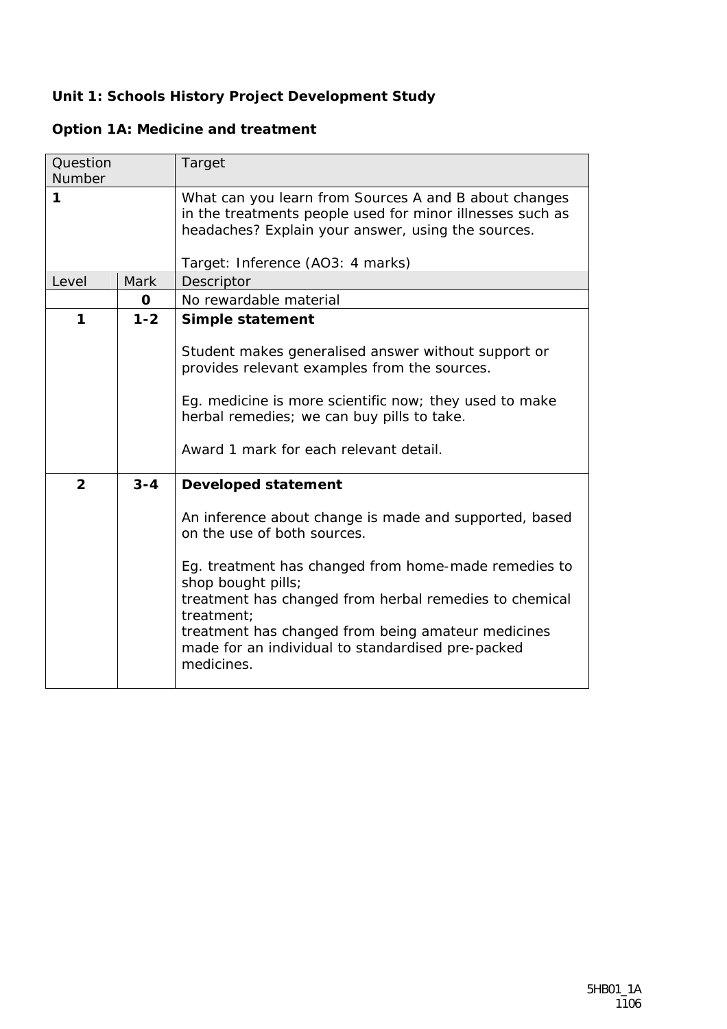**Unit 1: Schools History Project Development Study**

**Option 1A: Medicine and treatment**

| Question Number | | Target |
|---|---|---|
| **1** | | What can you learn from Sources A and B about changes in the treatments people used for minor illnesses such as headaches? Explain your answer, using the sources.<br><br>Target: Inference (AO3: 4 marks) |
| Level | Mark | Descriptor |
| | **0** | No rewardable material |
| **1** | **1-2** | **Simple statement**<br><br>Student makes generalised answer without support or provides relevant examples from the sources.<br><br>Eg. medicine is more scientific now; they used to make herbal remedies; we can buy pills to take.<br><br>Award 1 mark for each relevant detail. |
| **2** | **3-4** | **Developed statement**<br><br>An inference about change is made and supported, based on the use of both sources.<br><br>Eg. treatment has changed from home-made remedies to shop bought pills;<br>treatment has changed from herbal remedies to chemical treatment;<br>treatment has changed from being amateur medicines made for an individual to standardised pre-packed medicines. |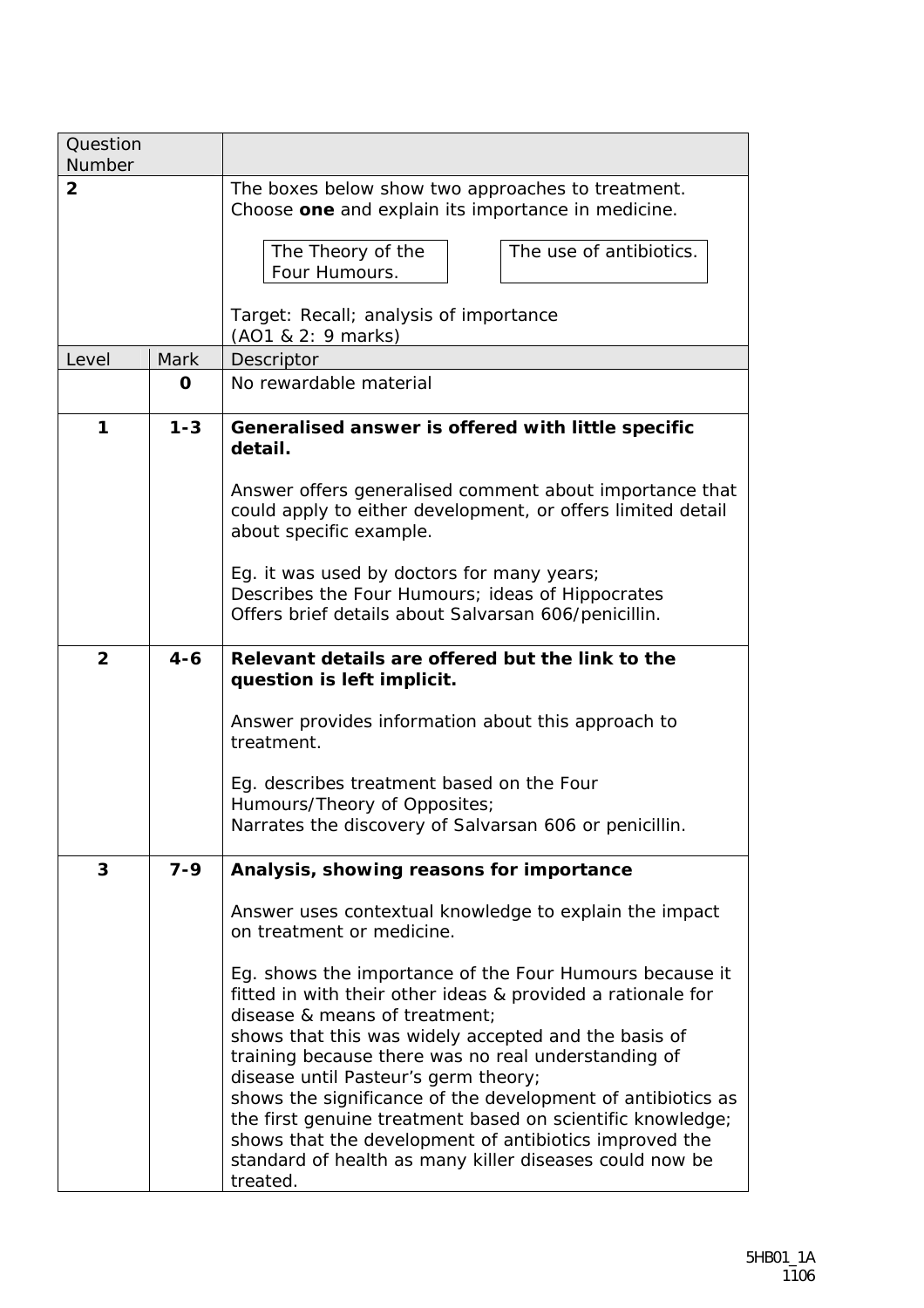| Question Number | | |
|---|---|---|
| **2** | | The boxes below show two approaches to treatment. Choose **one** and explain its importance in medicine.<br><br>The Theory of the Four Humours. &nbsp;&nbsp;&nbsp; The use of antibiotics.<br><br>Target: Recall; analysis of importance<br>(AO1 & 2: 9 marks) |
| Level | Mark | Descriptor |
| | **0** | No rewardable material |
| **1** | **1-3** | **Generalised answer is offered with little specific detail.**<br><br>Answer offers generalised comment about importance that could apply to either development, or offers limited detail about specific example.<br><br>Eg. it was used by doctors for many years;<br>Describes the Four Humours; ideas of Hippocrates<br>Offers brief details about Salvarsan 606/penicillin. |
| **2** | **4-6** | **Relevant details are offered but the link to the question is left implicit.**<br><br>Answer provides information about this approach to treatment.<br><br>Eg. describes treatment based on the Four Humours/Theory of Opposites;<br>Narrates the discovery of Salvarsan 606 or penicillin. |
| **3** | **7-9** | **Analysis, showing reasons for importance**<br><br>Answer uses contextual knowledge to explain the impact on treatment or medicine.<br><br>Eg. shows the importance of the Four Humours because it fitted in with their other ideas & provided a rationale for disease & means of treatment;<br>shows that this was widely accepted and the basis of training because there was no real understanding of disease until Pasteur's germ theory;<br>shows the significance of the development of antibiotics as the first genuine treatment based on scientific knowledge;<br>shows that the development of antibiotics improved the standard of health as many killer diseases could now be treated. |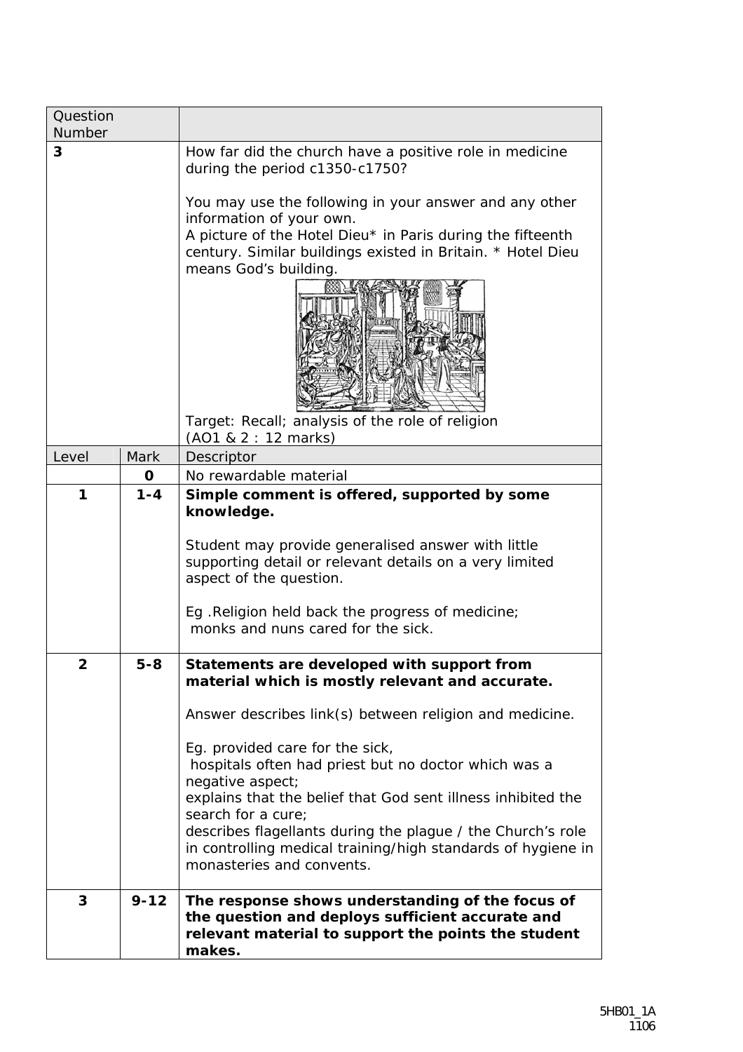| Question Number | | |
|---|---|---|
| **3** | | How far did the church have a positive role in medicine during the period c1350-c1750?<br><br>You may use the following in your answer and any other information of your own.<br>A picture of the Hotel Dieu* in Paris during the fifteenth century. Similar buildings existed in Britain. * Hotel Dieu means God's building.<br><br>Target: Recall; analysis of the role of religion<br>(AO1 & 2 : 12 marks) |
| Level | Mark | Descriptor |
| | **0** | No rewardable material |
| **1** | **1-4** | **Simple comment is offered, supported by some knowledge.**<br><br>Student may provide generalised answer with little supporting detail or relevant details on a very limited aspect of the question.<br><br>Eg .Religion held back the progress of medicine;<br>monks and nuns cared for the sick. |
| **2** | **5-8** | **Statements are developed with support from material which is mostly relevant and accurate.**<br><br>Answer describes link(s) between religion and medicine.<br><br>Eg. provided care for the sick,<br>hospitals often had priest but no doctor which was a negative aspect;<br>explains that the belief that God sent illness inhibited the search for a cure;<br>describes flagellants during the plague / the Church's role in controlling medical training/high standards of hygiene in monasteries and convents. |
| **3** | **9-12** | **The response shows understanding of the focus of the question and deploys sufficient accurate and relevant material to support the points the student makes.** |

5HB01_1A
1106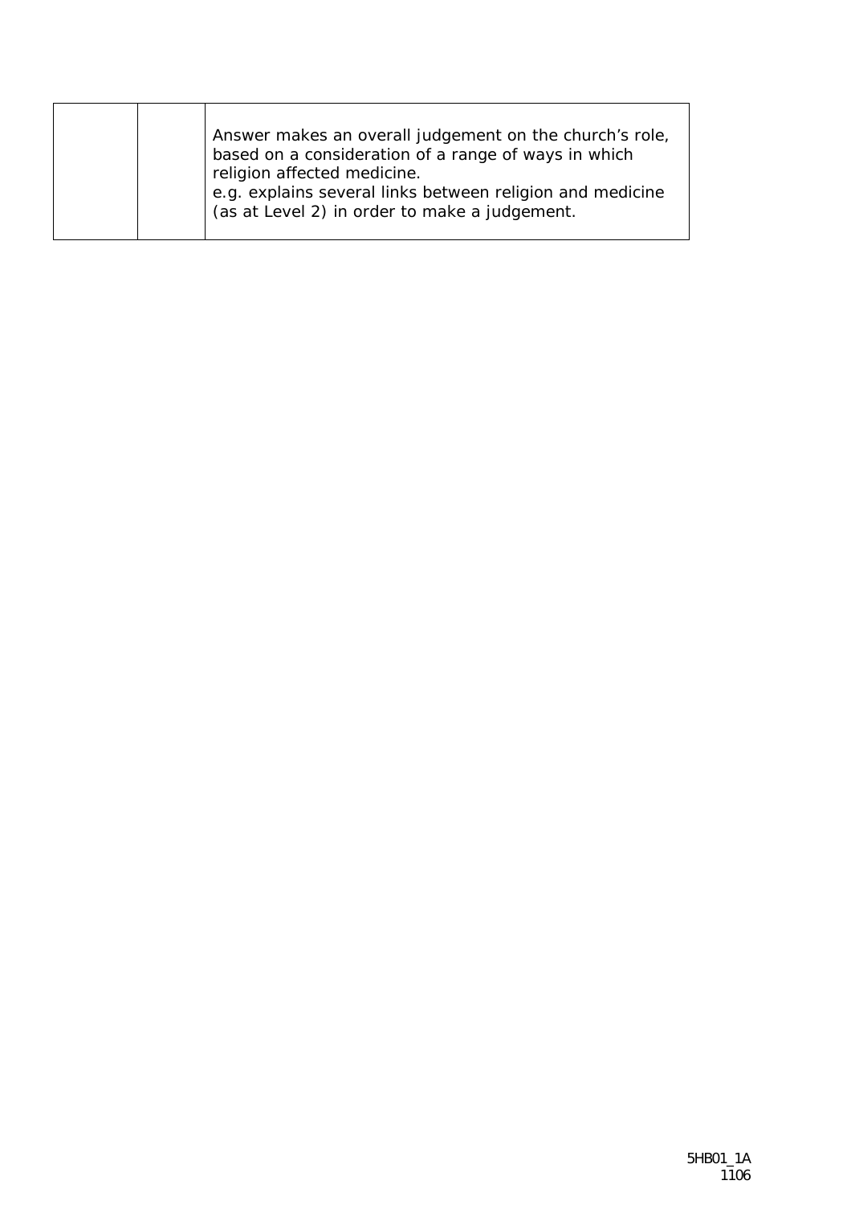| | | |
|---|---|---|
| | | Answer makes an overall judgement on the church's role, based on a consideration of a range of ways in which religion affected medicine.<br>e.g. explains several links between religion and medicine (as at Level 2) in order to make a judgement. |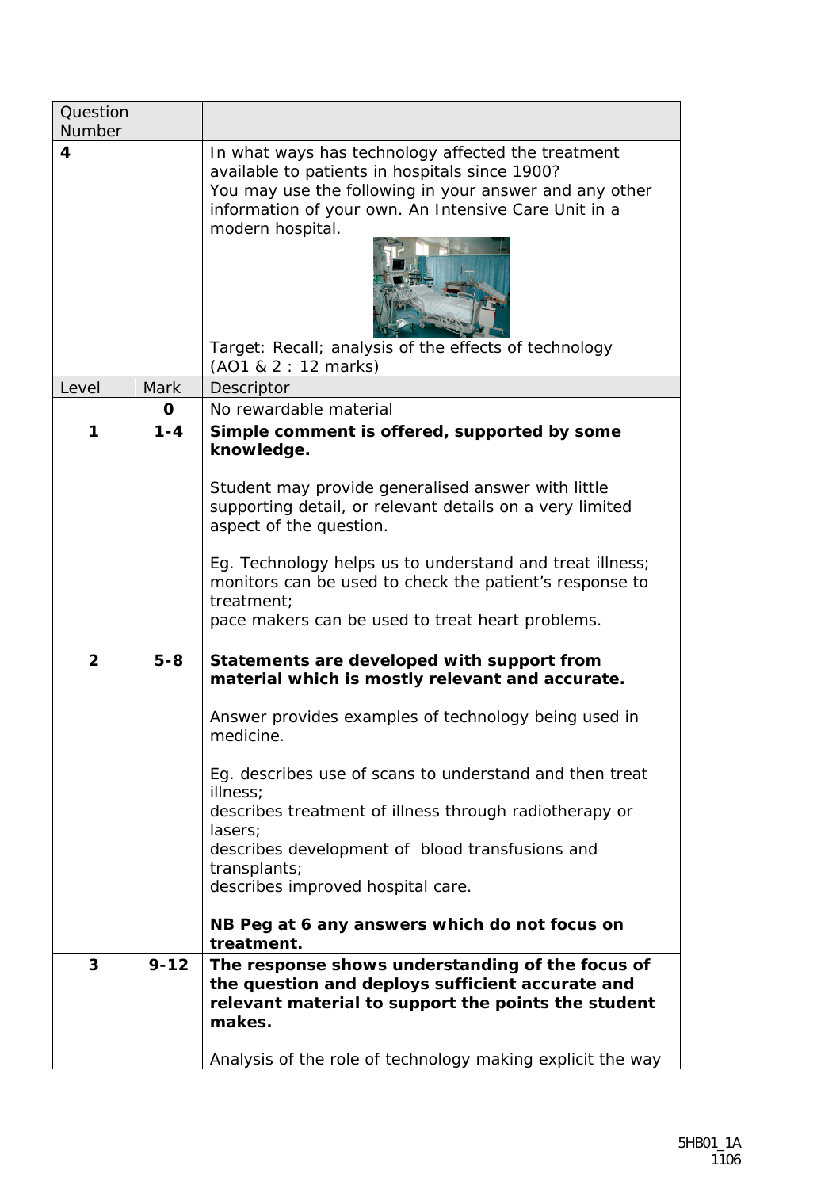| Question Number | | |
|---|---|---|
| **4** | | In what ways has technology affected the treatment available to patients in hospitals since 1900? You may use the following in your answer and any other information of your own. An Intensive Care Unit in a modern hospital. Target: Recall; analysis of the effects of technology (AO1 & 2 : 12 marks) |
| Level | Mark | Descriptor |
| | **0** | No rewardable material |
| **1** | **1-4** | **Simple comment is offered, supported by some knowledge.** Student may provide generalised answer with little supporting detail, or relevant details on a very limited aspect of the question. Eg. Technology helps us to understand and treat illness; monitors can be used to check the patient's response to treatment; pace makers can be used to treat heart problems. |
| **2** | **5-8** | **Statements are developed with support from material which is mostly relevant and accurate.** Answer provides examples of technology being used in medicine. Eg. describes use of scans to understand and then treat illness; describes treatment of illness through radiotherapy or lasers; describes development of blood transfusions and transplants; describes improved hospital care. **NB Peg at 6 any answers which do not focus on treatment.** |
| **3** | **9-12** | **The response shows understanding of the focus of the question and deploys sufficient accurate and relevant material to support the points the student makes.** Analysis of the role of technology making explicit the way |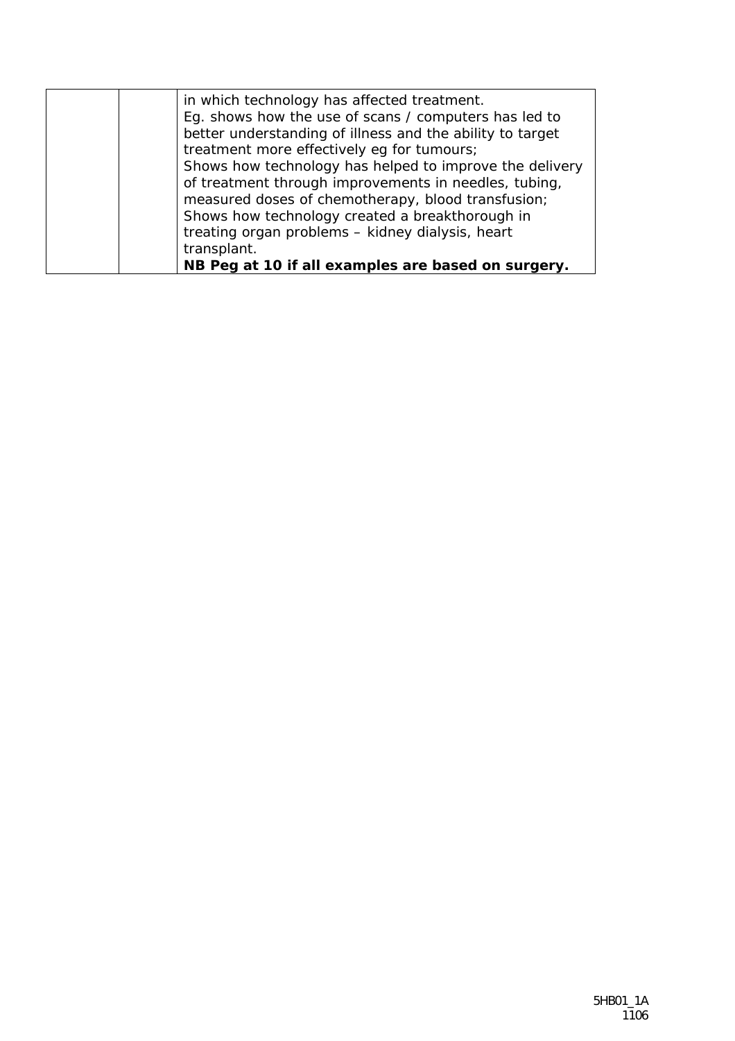| | | |
|---|---|---|
| | | in which technology has affected treatment.<br>Eg. shows how the use of scans / computers has led to better understanding of illness and the ability to target treatment more effectively eg for tumours;<br>Shows how technology has helped to improve the delivery of treatment through improvements in needles, tubing, measured doses of chemotherapy, blood transfusion;<br>Shows how technology created a breakthorough in treating organ problems – kidney dialysis, heart transplant.<br>**NB Peg at 10 if all examples are based on surgery.** |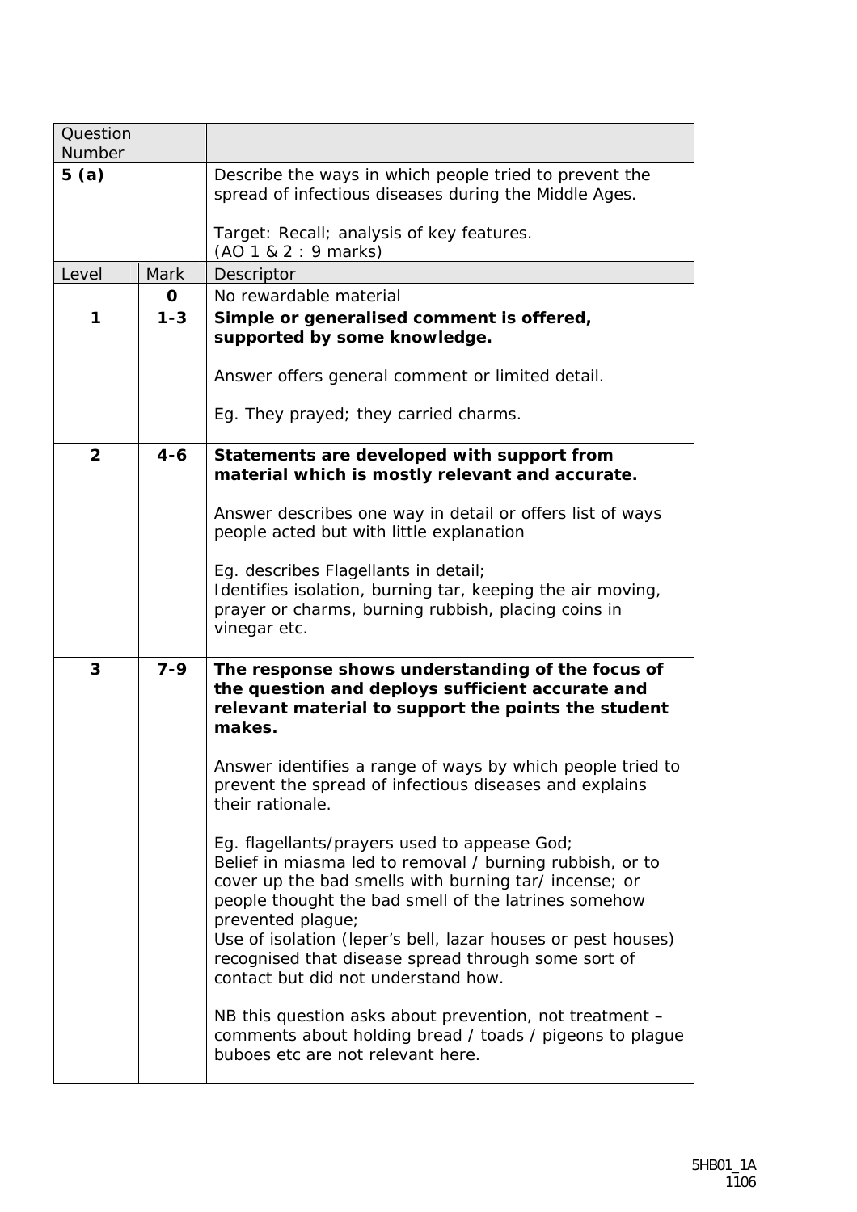| Question Number | | |
|---|---|---|
| **5 (a)** | | Describe the ways in which people tried to prevent the spread of infectious diseases during the Middle Ages.<br><br>Target: Recall; analysis of key features.<br>(AO 1 & 2 : 9 marks) |
| Level | Mark | Descriptor |
| | **0** | No rewardable material |
| **1** | **1-3** | **Simple or generalised comment is offered, supported by some knowledge.**<br><br>Answer offers general comment or limited detail.<br><br>Eg. They prayed; they carried charms. |
| **2** | **4-6** | **Statements are developed with support from material which is mostly relevant and accurate.**<br><br>Answer describes one way in detail or offers list of ways people acted but with little explanation<br><br>Eg. describes Flagellants in detail;<br>Identifies isolation, burning tar, keeping the air moving, prayer or charms, burning rubbish, placing coins in vinegar etc. |
| **3** | **7-9** | **The response shows understanding of the focus of the question and deploys sufficient accurate and relevant material to support the points the student makes.**<br><br>Answer identifies a range of ways by which people tried to prevent the spread of infectious diseases and explains their rationale.<br><br>Eg. flagellants/prayers used to appease God;<br>Belief in miasma led to removal / burning rubbish, or to cover up the bad smells with burning tar/ incense; or people thought the bad smell of the latrines somehow prevented plague;<br>Use of isolation (leper's bell, lazar houses or pest houses) recognised that disease spread through some sort of contact but did not understand how.<br><br>NB this question asks about prevention, not treatment – comments about holding bread / toads / pigeons to plague buboes etc are not relevant here. |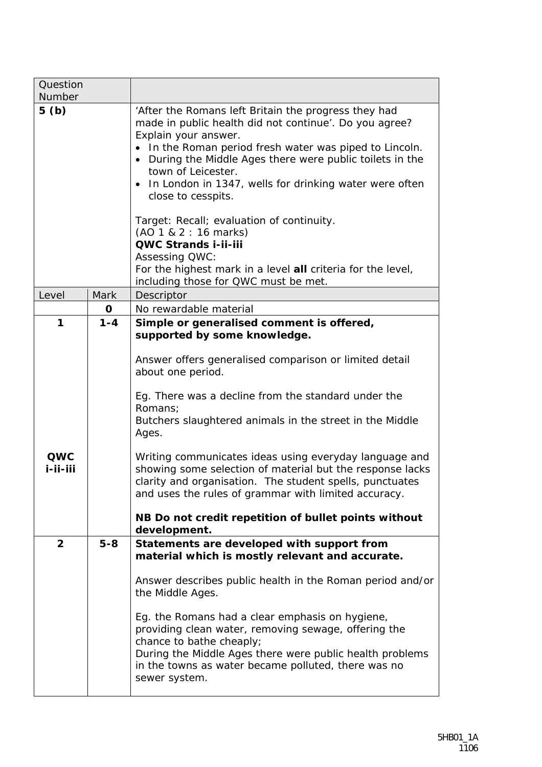| Question Number | | |
| --- | --- | --- |
| **5 (b)** | | 'After the Romans left Britain the progress they had made in public health did not continue'. Do you agree? Explain your answer.<br>• In the Roman period fresh water was piped to Lincoln.<br>• During the Middle Ages there were public toilets in the town of Leicester.<br>• In London in 1347, wells for drinking water were often close to cesspits.<br><br>Target: Recall; evaluation of continuity.<br>(AO 1 & 2 : 16 marks)<br>**QWC Strands i-ii-iii**<br>Assessing QWC:<br>For the highest mark in a level **all** criteria for the level, including those for QWC must be met. |
| Level | Mark | Descriptor |
| | **0** | No rewardable material |
| **1**<br><br>**QWC i-ii-iii** | **1-4** | **Simple or generalised comment is offered, supported by some knowledge.**<br><br>Answer offers generalised comparison or limited detail about one period.<br><br>Eg. There was a decline from the standard under the Romans;<br>Butchers slaughtered animals in the street in the Middle Ages.<br><br>Writing communicates ideas using everyday language and showing some selection of material but the response lacks clarity and organisation. The student spells, punctuates and uses the rules of grammar with limited accuracy.<br><br>**NB Do not credit repetition of bullet points without development.** |
| **2** | **5-8** | **Statements are developed with support from material which is mostly relevant and accurate.**<br><br>Answer describes public health in the Roman period and/or the Middle Ages.<br><br>Eg. the Romans had a clear emphasis on hygiene, providing clean water, removing sewage, offering the chance to bathe cheaply;<br>During the Middle Ages there were public health problems in the towns as water became polluted, there was no sewer system. |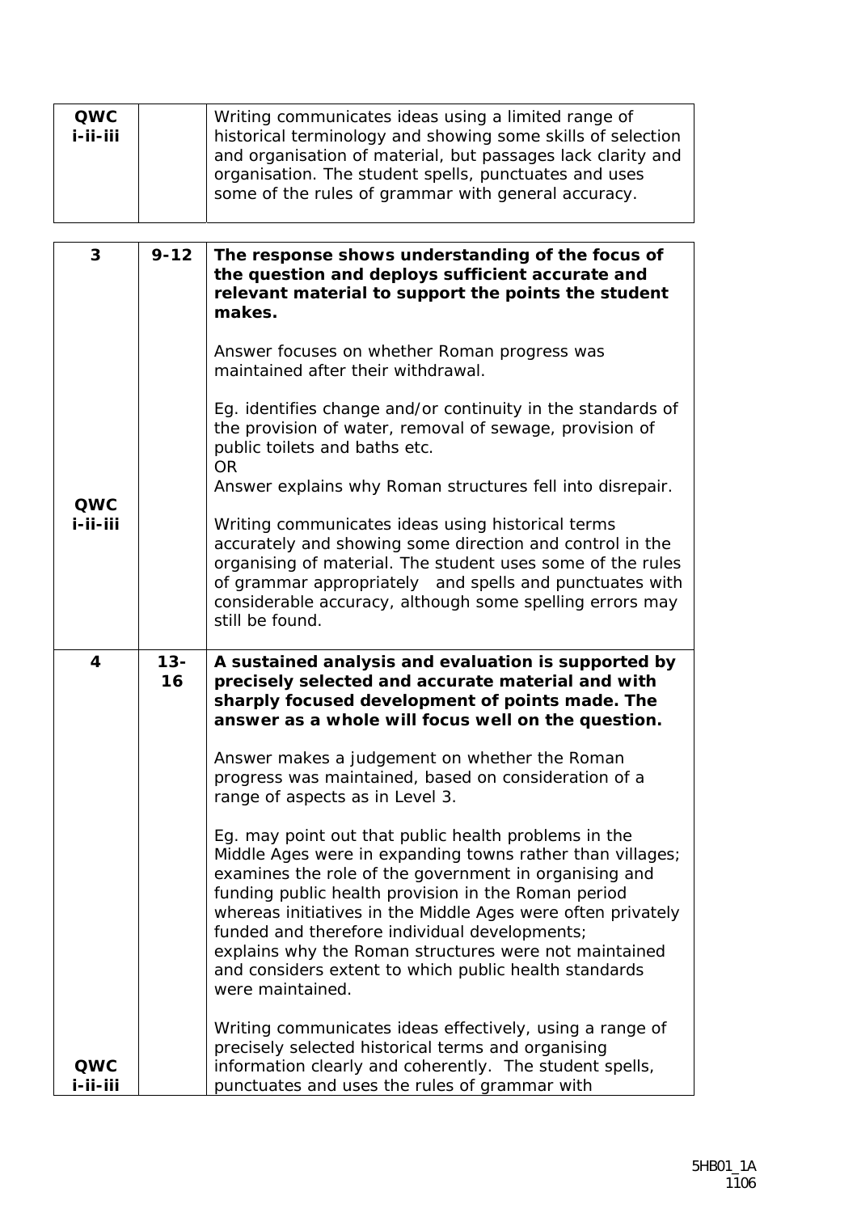| | | |
|---|---|---|
| **QWC i-ii-iii** | | Writing communicates ideas using a limited range of historical terminology and showing some skills of selection and organisation of material, but passages lack clarity and organisation. The student spells, punctuates and uses some of the rules of grammar with general accuracy. |

| | | |
|---|---|---|
| **3** | **9-12** | **The response shows understanding of the focus of the question and deploys sufficient accurate and relevant material to support the points the student makes.**<br><br>Answer focuses on whether Roman progress was maintained after their withdrawal.<br><br>Eg. identifies change and/or continuity in the standards of the provision of water, removal of sewage, provision of public toilets and baths etc.<br>OR<br>Answer explains why Roman structures fell into disrepair. |
| **QWC i-ii-iii** | | Writing communicates ideas using historical terms accurately and showing some direction and control in the organising of material. The student uses some of the rules of grammar appropriately and spells and punctuates with considerable accuracy, although some spelling errors may still be found. |
| **4** | **13-16** | **A sustained analysis and evaluation is supported by precisely selected and accurate material and with sharply focused development of points made. The answer as a whole will focus well on the question.**<br><br>Answer makes a judgement on whether the Roman progress was maintained, based on consideration of a range of aspects as in Level 3.<br><br>Eg. may point out that public health problems in the Middle Ages were in expanding towns rather than villages; examines the role of the government in organising and funding public health provision in the Roman period whereas initiatives in the Middle Ages were often privately funded and therefore individual developments;<br>explains why the Roman structures were not maintained and considers extent to which public health standards were maintained. |
| **QWC i-ii-iii** | | Writing communicates ideas effectively, using a range of precisely selected historical terms and organising information clearly and coherently. The student spells, punctuates and uses the rules of grammar with |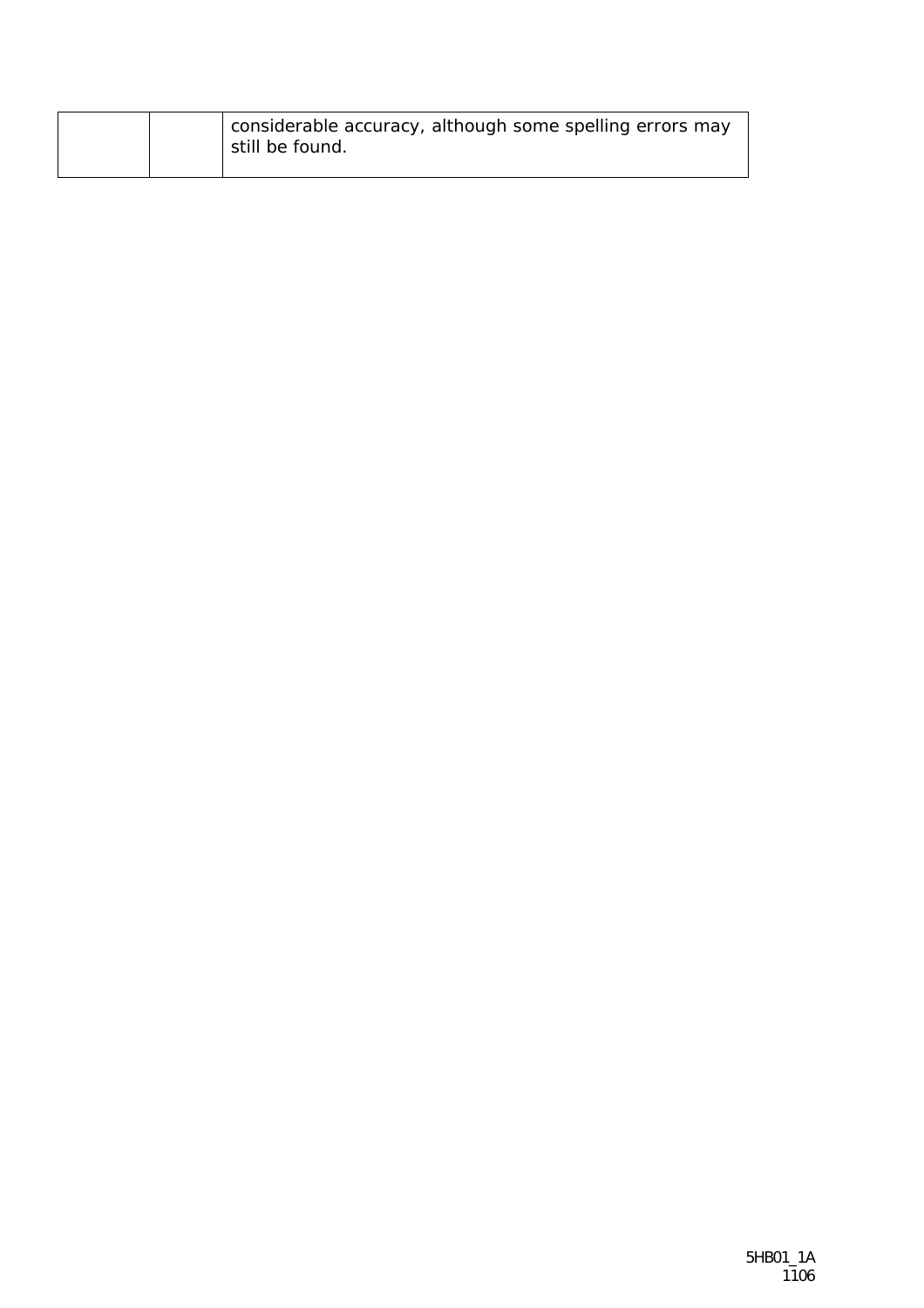| | | |
|---|---|---|
| | | considerable accuracy, although some spelling errors may still be found. |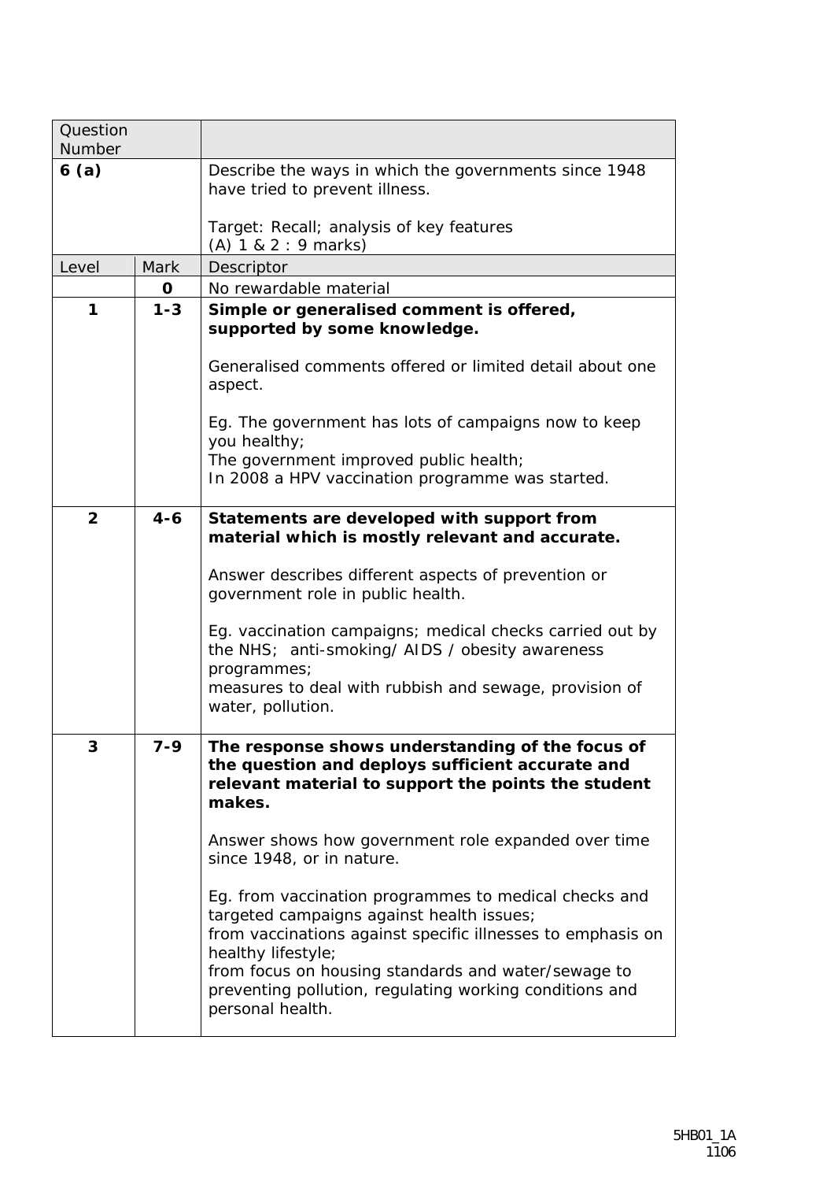| Question Number | | |
|---|---|---|
| **6 (a)** | | Describe the ways in which the governments since 1948 have tried to prevent illness.<br><br>Target: Recall; analysis of key features<br>(A) 1 & 2 : 9 marks) |
| Level | Mark | Descriptor |
| | **0** | No rewardable material |
| **1** | **1-3** | **Simple or generalised comment is offered, supported by some knowledge.**<br><br>Generalised comments offered or limited detail about one aspect.<br><br>Eg. The government has lots of campaigns now to keep you healthy;<br>The government improved public health;<br>In 2008 a HPV vaccination programme was started. |
| **2** | **4-6** | **Statements are developed with support from material which is mostly relevant and accurate.**<br><br>Answer describes different aspects of prevention or government role in public health.<br><br>Eg. vaccination campaigns; medical checks carried out by the NHS; anti-smoking/ AIDS / obesity awareness programmes;<br>measures to deal with rubbish and sewage, provision of water, pollution. |
| **3** | **7-9** | **The response shows understanding of the focus of the question and deploys sufficient accurate and relevant material to support the points the student makes.**<br><br>Answer shows how government role expanded over time since 1948, or in nature.<br><br>Eg. from vaccination programmes to medical checks and targeted campaigns against health issues;<br>from vaccinations against specific illnesses to emphasis on healthy lifestyle;<br>from focus on housing standards and water/sewage to preventing pollution, regulating working conditions and personal health. |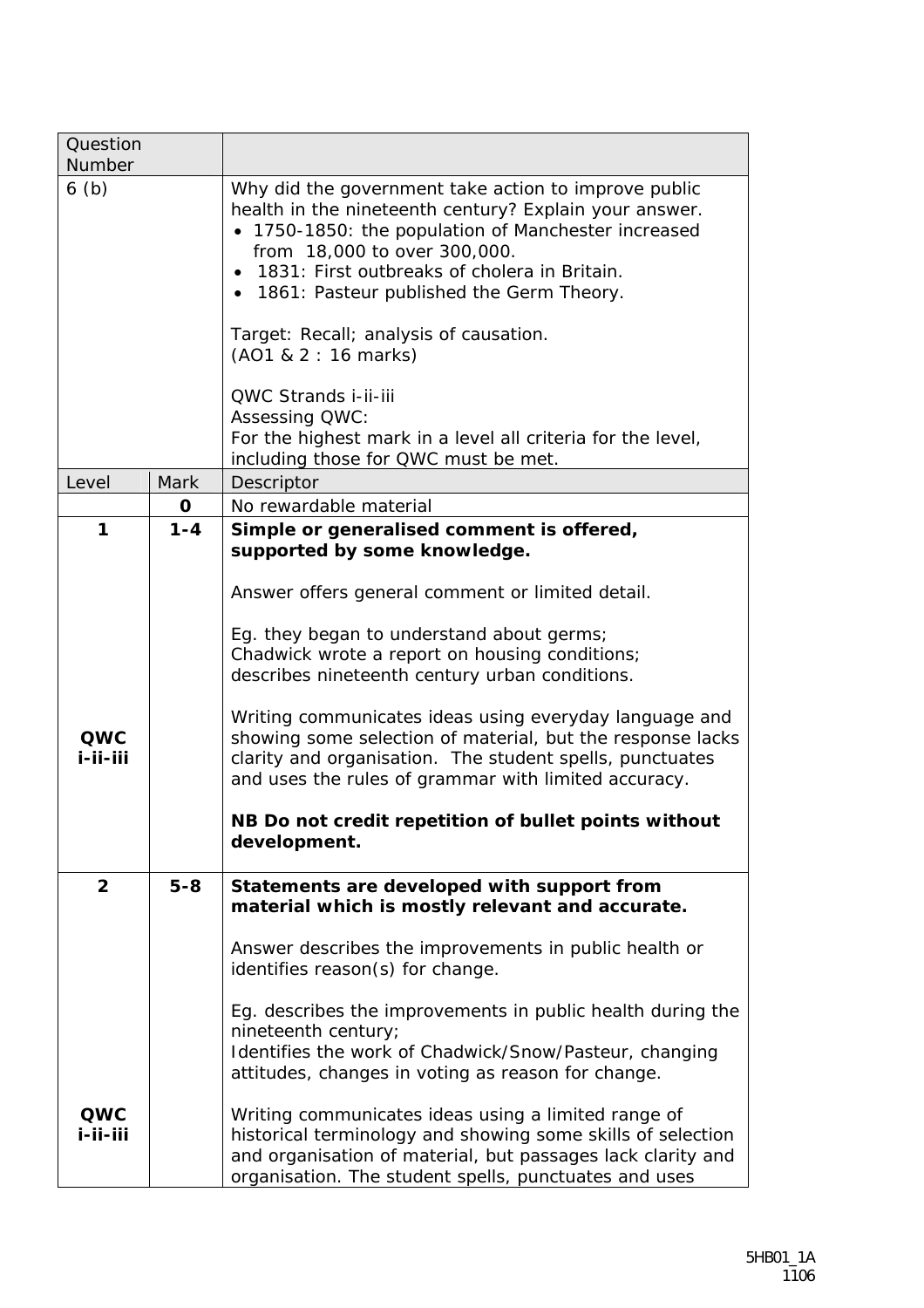| Question Number | | |
|---|---|---|
| 6 (b) | | Why did the government take action to improve public health in the nineteenth century? Explain your answer.<br>• 1750-1850: the population of Manchester increased from 18,000 to over 300,000.<br>• 1831: First outbreaks of cholera in Britain.<br>• 1861: Pasteur published the Germ Theory.<br><br>Target: Recall; analysis of causation.<br>(AO1 & 2 : 16 marks)<br><br>QWC Strands i-ii-iii<br>Assessing QWC:<br>For the highest mark in a level all criteria for the level, including those for QWC must be met. |
| Level | Mark | Descriptor |
| | **0** | No rewardable material |
| **1**<br><br>**QWC i-ii-iii** | **1-4** | **Simple or generalised comment is offered, supported by some knowledge.**<br><br>Answer offers general comment or limited detail.<br><br>Eg. they began to understand about germs;<br>Chadwick wrote a report on housing conditions;<br>describes nineteenth century urban conditions.<br><br>Writing communicates ideas using everyday language and showing some selection of material, but the response lacks clarity and organisation. The student spells, punctuates and uses the rules of grammar with limited accuracy.<br><br>**NB Do not credit repetition of bullet points without development.** |
| **2**<br><br>**QWC i-ii-iii** | **5-8** | **Statements are developed with support from material which is mostly relevant and accurate.**<br><br>Answer describes the improvements in public health or identifies reason(s) for change.<br><br>Eg. describes the improvements in public health during the nineteenth century;<br>Identifies the work of Chadwick/Snow/Pasteur, changing attitudes, changes in voting as reason for change.<br><br>Writing communicates ideas using a limited range of historical terminology and showing some skills of selection and organisation of material, but passages lack clarity and organisation. The student spells, punctuates and uses |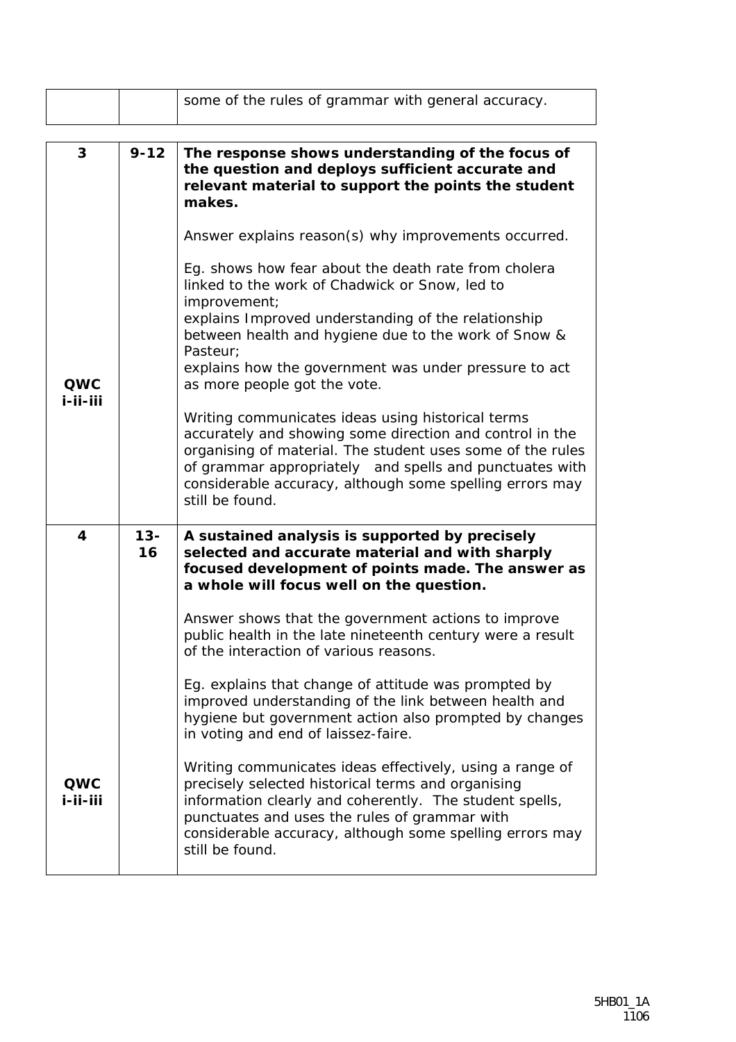| | | |
|---|---|---|
| | | some of the rules of grammar with general accuracy. |

| | | |
|---|---|---|
| 3<br><br>QWC<br>i-ii-iii | 9-12 | **The response shows understanding of the focus of the question and deploys sufficient accurate and relevant material to support the points the student makes.**<br><br>Answer explains reason(s) why improvements occurred.<br><br>Eg. shows how fear about the death rate from cholera linked to the work of Chadwick or Snow, led to improvement;<br>explains Improved understanding of the relationship between health and hygiene due to the work of Snow & Pasteur;<br>explains how the government was under pressure to act as more people got the vote.<br><br>Writing communicates ideas using historical terms accurately and showing some direction and control in the organising of material. The student uses some of the rules of grammar appropriately and spells and punctuates with considerable accuracy, although some spelling errors may still be found. |
| 4<br><br>QWC<br>i-ii-iii | 13-16 | **A sustained analysis is supported by precisely selected and accurate material and with sharply focused development of points made. The answer as a whole will focus well on the question.**<br><br>Answer shows that the government actions to improve public health in the late nineteenth century were a result of the interaction of various reasons.<br><br>Eg. explains that change of attitude was prompted by improved understanding of the link between health and hygiene but government action also prompted by changes in voting and end of laissez-faire.<br><br>Writing communicates ideas effectively, using a range of precisely selected historical terms and organising information clearly and coherently. The student spells, punctuates and uses the rules of grammar with considerable accuracy, although some spelling errors may still be found. |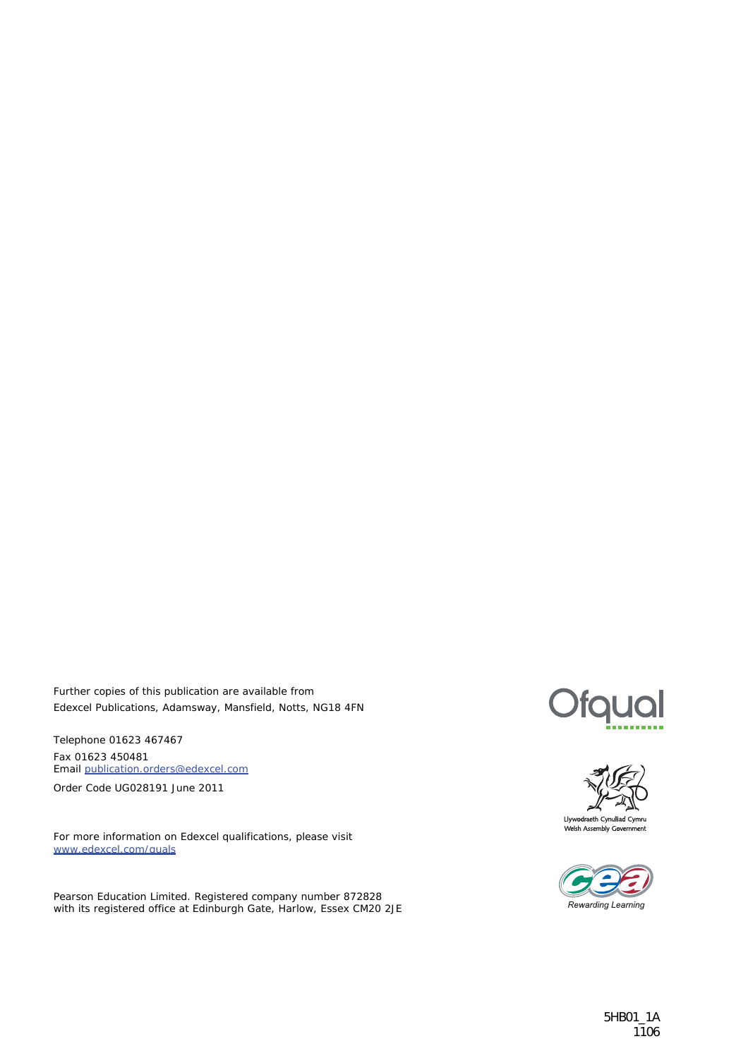Further copies of this publication are available from
Edexcel Publications, Adamsway, Mansfield, Notts, NG18 4FN

Telephone 01623 467467
Fax 01623 450481
Email publication.orders@edexcel.com

Order Code UG028191 June 2011

For more information on Edexcel qualifications, please visit
www.edexcel.com/quals

Pearson Education Limited. Registered company number 872828
with its registered office at Edinburgh Gate, Harlow, Essex CM20 2JE

Ofqual

Llywodraeth Cynulliad Cymru
Welsh Assembly Government

Rewarding Learning

5HB01_1A
1106